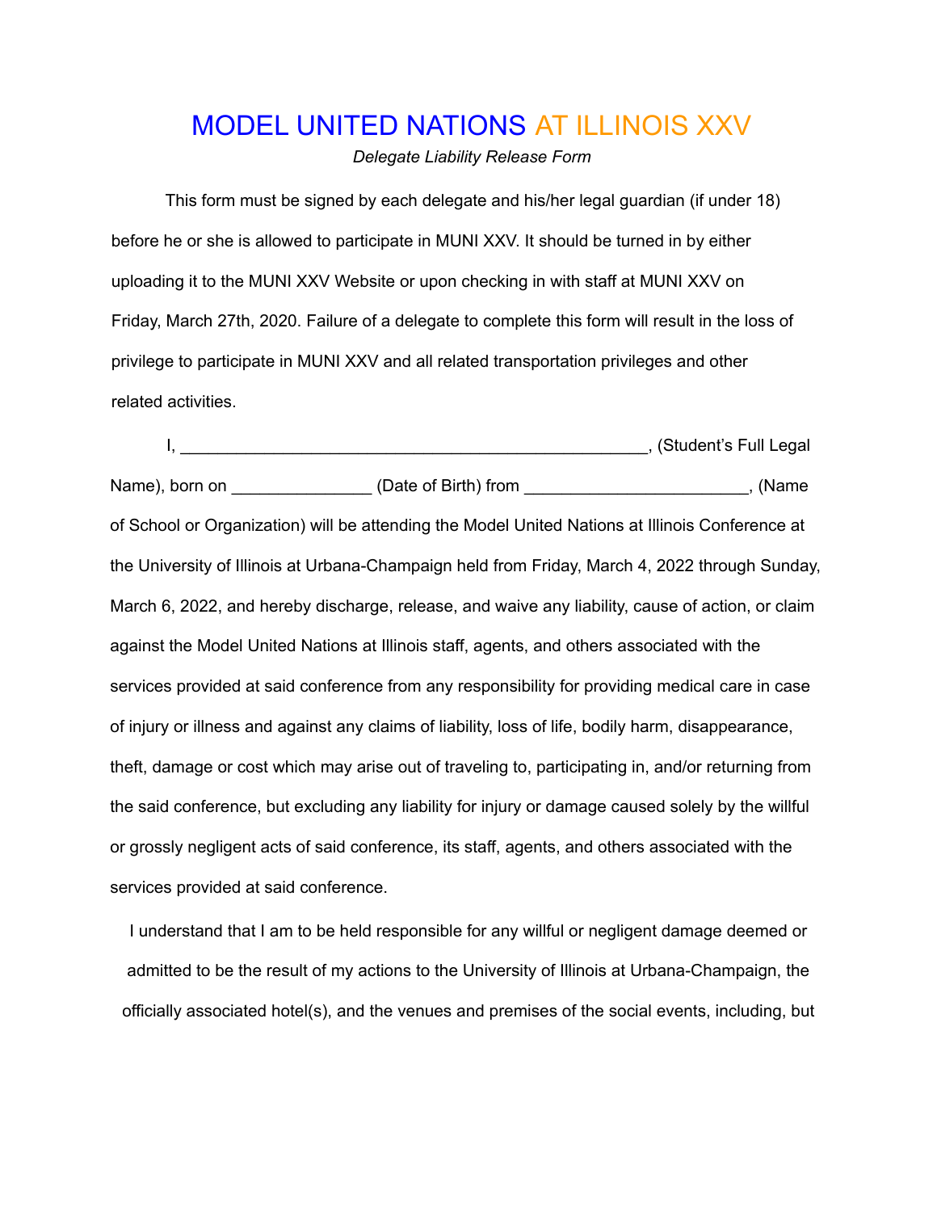# MODEL UNITED NATIONS AT ILLINOIS XXV

*Delegate Liability Release Form*

This form must be signed by each delegate and his/her legal guardian (if under 18) before he or she is allowed to participate in MUNI XXV. It should be turned in by either uploading it to the MUNI XXV Website or upon checking in with staff at MUNI XXV on Friday, March 27th, 2020. Failure of a delegate to complete this form will result in the loss of privilege to participate in MUNI XXV and all related transportation privileges and other related activities.

I, ________________________________________________, (Student's Full Legal Name), born on ______________ (Date of Birth) from _______________________, (Name of School or Organization) will be attending the Model United Nations at Illinois Conference at the University of Illinois at Urbana-Champaign held from Friday, March 4, 2022 through Sunday, March 6, 2022, and hereby discharge, release, and waive any liability, cause of action, or claim against the Model United Nations at Illinois staff, agents, and others associated with the services provided at said conference from any responsibility for providing medical care in case of injury or illness and against any claims of liability, loss of life, bodily harm, disappearance, theft, damage or cost which may arise out of traveling to, participating in, and/or returning from the said conference, but excluding any liability for injury or damage caused solely by the willful or grossly negligent acts of said conference, its staff, agents, and others associated with the services provided at said conference.

I understand that I am to be held responsible for any willful or negligent damage deemed or admitted to be the result of my actions to the University of Illinois at Urbana-Champaign, the officially associated hotel(s), and the venues and premises of the social events, including, but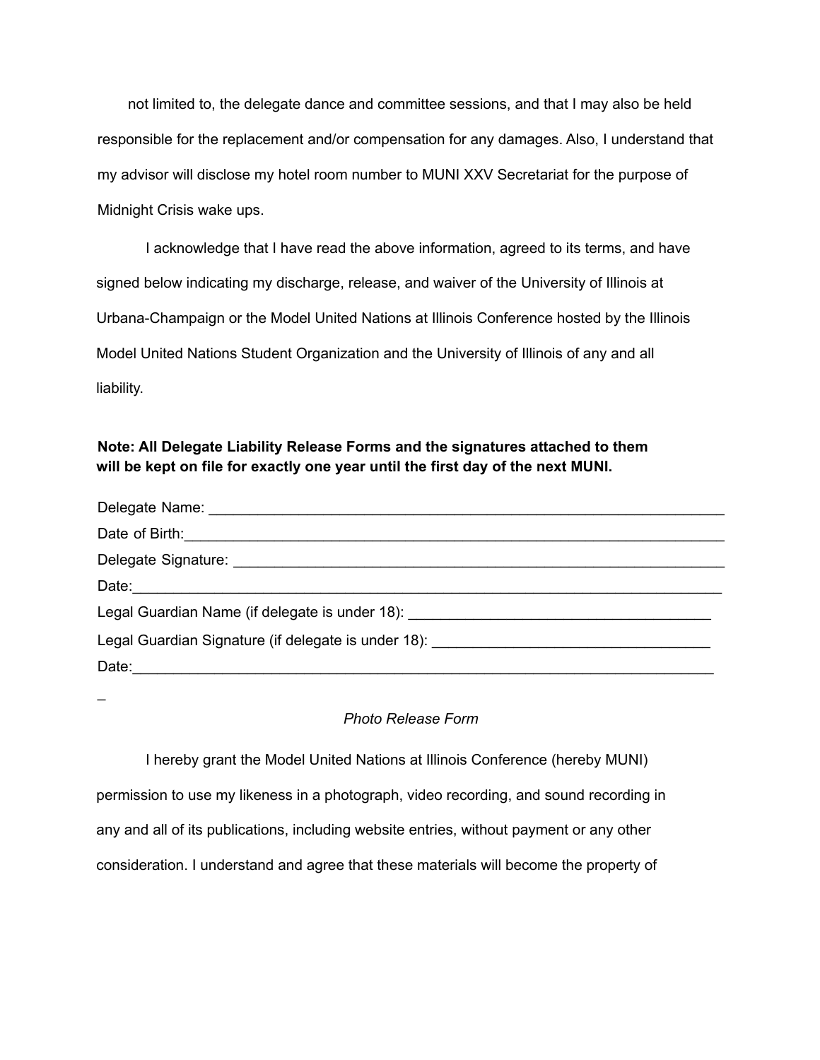not limited to, the delegate dance and committee sessions, and that I may also be held responsible for the replacement and/or compensation for any damages. Also, I understand that my advisor will disclose my hotel room number to MUNI XXV Secretariat for the purpose of Midnight Crisis wake ups.

I acknowledge that I have read the above information, agreed to its terms, and have signed below indicating my discharge, release, and waiver of the University of Illinois at Urbana-Champaign or the Model United Nations at Illinois Conference hosted by the Illinois Model United Nations Student Organization and the University of Illinois of any and all liability.

**Note: All Delegate Liability Release Forms and the signatures attached to them will be kept on file for exactly one year until the first day of the next MUNI.**

Delegate Name: ___________________________________________________________

Date of Birth:_____________________________________________________________

Delegate Signature: _______________________________________________________

Date:____________________________________________________________________

Legal Guardian Name (if delegate is under 18): _________________________________

Legal Guardian Signature (if delegate is under 18): ______________________________

Date:____________________________________________________________________

_

*Photo Release Form*

I hereby grant the Model United Nations at Illinois Conference (hereby MUNI) permission to use my likeness in a photograph, video recording, and sound recording in any and all of its publications, including website entries, without payment or any other consideration. I understand and agree that these materials will become the property of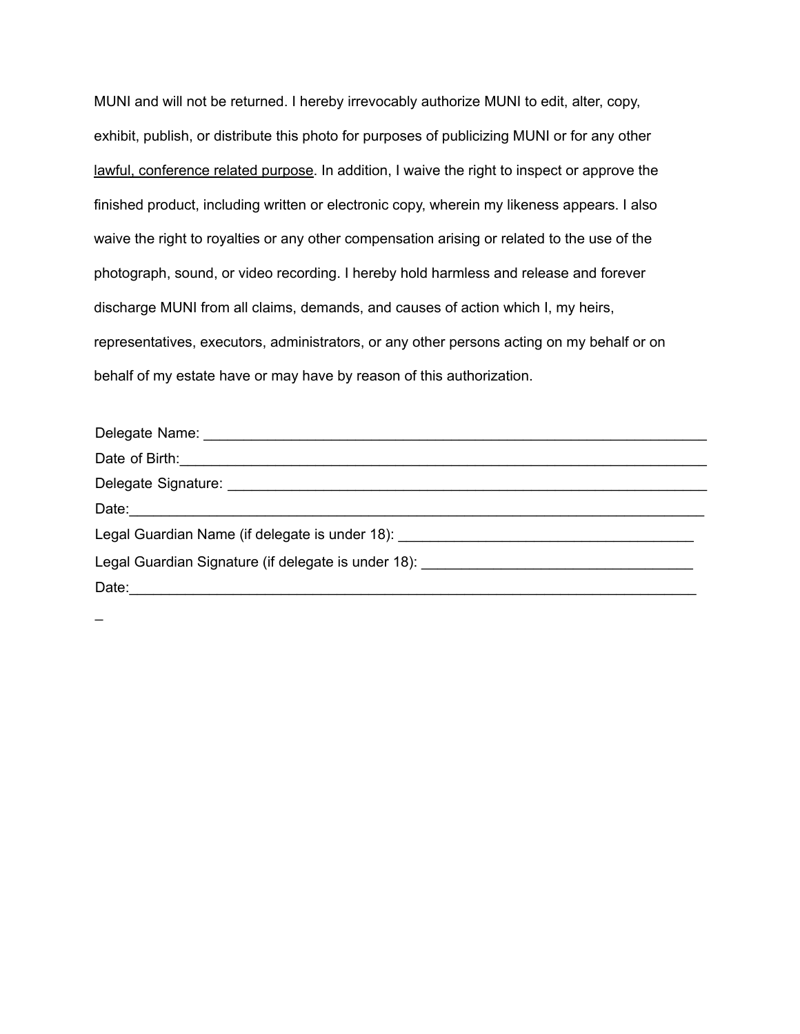MUNI and will not be returned. I hereby irrevocably authorize MUNI to edit, alter, copy, exhibit, publish, or distribute this photo for purposes of publicizing MUNI or for any other <u>lawful, conference related purpose</u>. In addition, I waive the right to inspect or approve the finished product, including written or electronic copy, wherein my likeness appears. I also waive the right to royalties or any other compensation arising or related to the use of the photograph, sound, or video recording. I hereby hold harmless and release and forever discharge MUNI from all claims, demands, and causes of action which I, my heirs, representatives, executors, administrators, or any other persons acting on my behalf or on behalf of my estate have or may have by reason of this authorization.

Delegate Name: ____________________________________________________________

Date of Birth:______________________________________________________________

Delegate Signature: ________________________________________________________

Date:_____________________________________________________________________

Legal Guardian Name (if delegate is under 18): ___________________________________

Legal Guardian Signature (if delegate is under 18): _______________________________

Date:_____________________________________________________________________

_